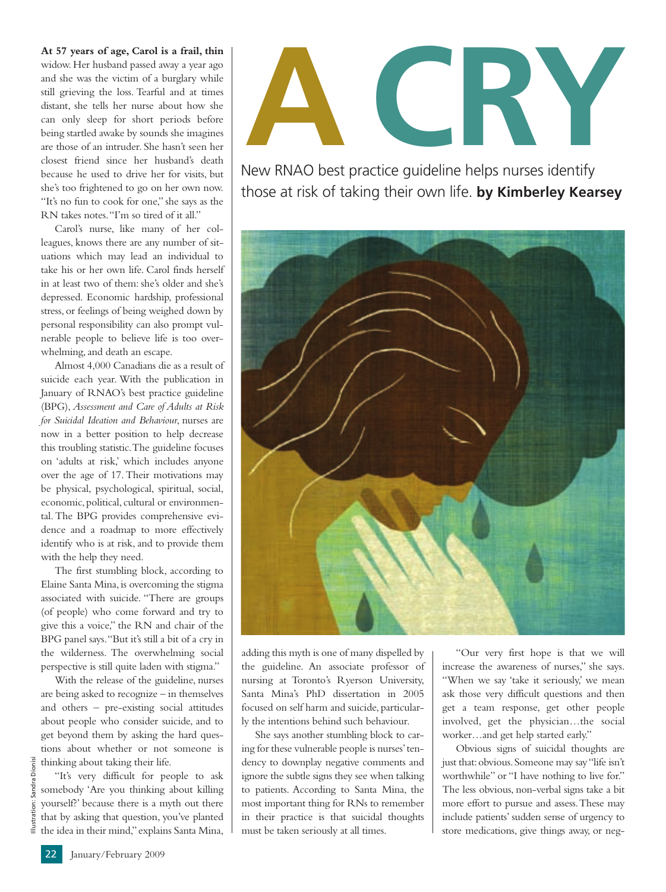# A CRY

New RNAO best practice guideline helps nurses identify those at risk of taking their own life. **by Kimberley Kearsey**

**At 57 years of age, Carol is a frail, thin** widow. Her husband passed away a year ago and she was the victim of a burglary while still grieving the loss. Tearful and at times distant, she tells her nurse about how she can only sleep for short periods before being startled awake by sounds she imagines are those of an intruder. She hasn't seen her closest friend since her husband's death because he used to drive her for visits, but she's too frightened to go on her own now. "It's no fun to cook for one," she says as the RN takes notes. "I'm so tired of it all."

Carol's nurse, like many of her colleagues, knows there are any number of situations which may lead an individual to take his or her own life. Carol finds herself in at least two of them: she's older and she's depressed. Economic hardship, professional stress, or feelings of being weighed down by personal responsibility can also prompt vulnerable people to believe life is too overwhelming, and death an escape.

Almost 4,000 Canadians die as a result of suicide each year. With the publication in January of RNAO's best practice guideline (BPG), *Assessment and Care of Adults at Risk for Suicidal Ideation and Behaviour*, nurses are now in a better position to help decrease this troubling statistic. The guideline focuses on 'adults at risk,' which includes anyone over the age of 17. Their motivations may be physical, psychological, spiritual, social, economic, political, cultural or environmental. The BPG provides comprehensive evidence and a roadmap to more effectively identify who is at risk, and to provide them with the help they need.

The first stumbling block, according to Elaine Santa Mina, is overcoming the stigma associated with suicide. "There are groups (of people) who come forward and try to give this a voice," the RN and chair of the BPG panel says. "But it's still a bit of a cry in the wilderness. The overwhelming social perspective is still quite laden with stigma."

With the release of the guideline, nurses are being asked to recognize – in themselves and others – pre-existing social attitudes about people who consider suicide, and to get beyond them by asking the hard questions about whether or not someone is thinking about taking their life.

"It's very difficult for people to ask somebody 'Are you thinking about killing yourself?' because there is a myth out there that by asking that question, you've planted the idea in their mind," explains Santa Mina, adding this myth is one of many dispelled by the guideline. An associate professor of nursing at Toronto's Ryerson University, Santa Mina's PhD dissertation in 2005 focused on self harm and suicide, particularly the intentions behind such behaviour.

She says another stumbling block to caring for these vulnerable people is nurses' tendency to downplay negative comments and ignore the subtle signs they see when talking to patients. According to Santa Mina, the most important thing for RNs to remember in their practice is that suicidal thoughts must be taken seriously at all times.

"Our very first hope is that we will increase the awareness of nurses," she says. "When we say 'take it seriously,' we mean ask those very difficult questions and then get a team response, get other people involved, get the physician…the social worker…and get help started early."

Obvious signs of suicidal thoughts are just that: obvious. Someone may say "life isn't worthwhile" or "I have nothing to live for." The less obvious, non-verbal signs take a bit more effort to pursue and assess. These may include patients' sudden sense of urgency to store medications, give things away, or neg-

Illustration: Sandra Dionisi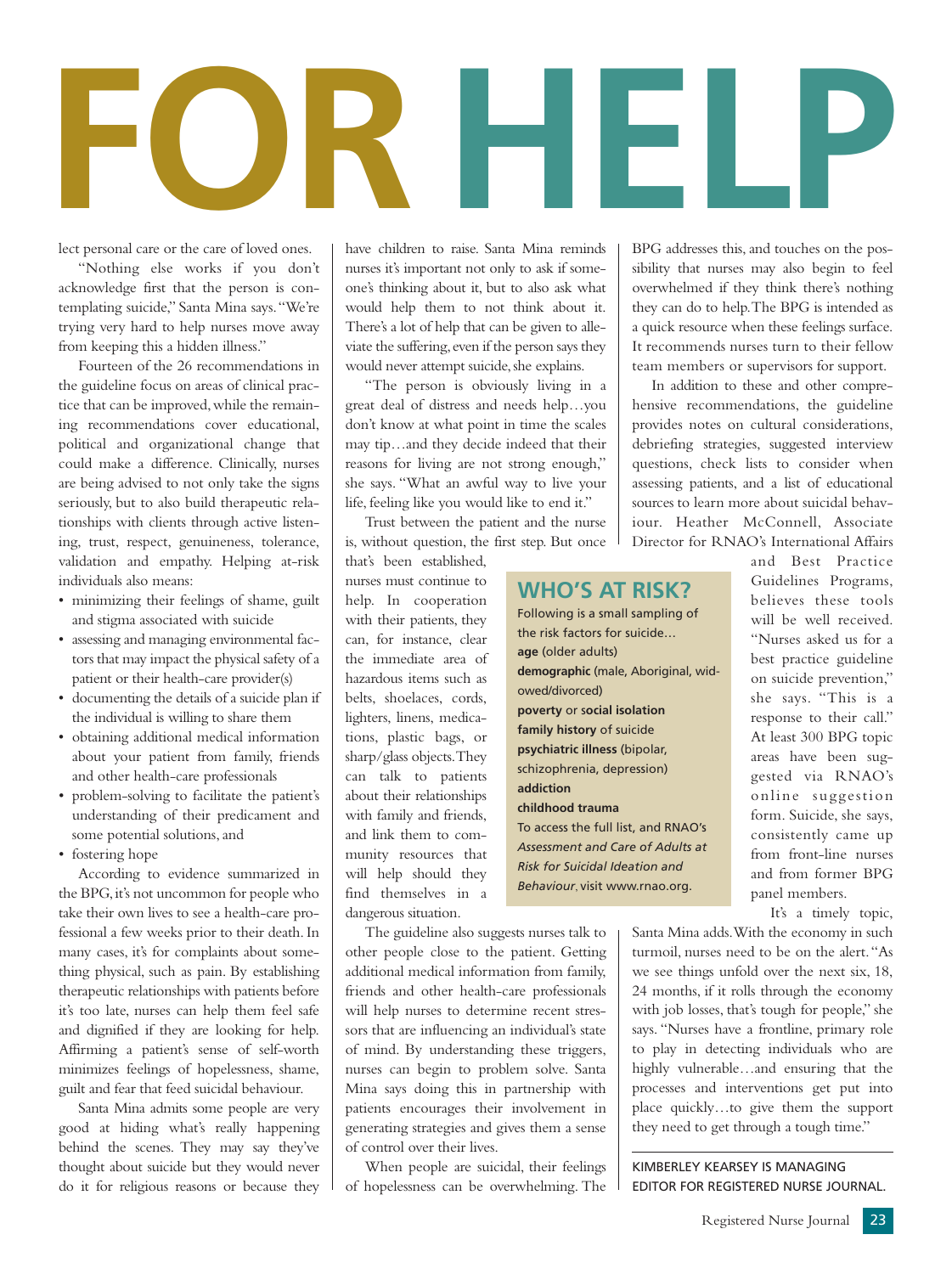# FOR HELP

lect personal care or the care of loved ones.

"Nothing else works if you don't acknowledge first that the person is contemplating suicide," Santa Mina says. "We're trying very hard to help nurses move away from keeping this a hidden illness."

Fourteen of the 26 recommendations in the guideline focus on areas of clinical practice that can be improved, while the remaining recommendations cover educational, political and organizational change that could make a difference. Clinically, nurses are being advised to not only take the signs seriously, but to also build therapeutic relationships with clients through active listening, trust, respect, genuineness, tolerance, validation and empathy. Helping at-risk individuals also means:

- minimizing their feelings of shame, guilt and stigma associated with suicide
- assessing and managing environmental factors that may impact the physical safety of a patient or their health-care provider(s)
- documenting the details of a suicide plan if the individual is willing to share them
- obtaining additional medical information about your patient from family, friends and other health-care professionals
- problem-solving to facilitate the patient's understanding of their predicament and some potential solutions, and
- fostering hope

According to evidence summarized in the BPG, it's not uncommon for people who take their own lives to see a health-care professional a few weeks prior to their death. In many cases, it's for complaints about something physical, such as pain. By establishing therapeutic relationships with patients before it's too late, nurses can help them feel safe and dignified if they are looking for help. Affirming a patient's sense of self-worth minimizes feelings of hopelessness, shame, guilt and fear that feed suicidal behaviour.

Santa Mina admits some people are very good at hiding what's really happening behind the scenes. They may say they've thought about suicide but they would never do it for religious reasons or because they have children to raise. Santa Mina reminds nurses it's important not only to ask if someone's thinking about it, but to also ask what would help them to not think about it. There's a lot of help that can be given to alleviate the suffering, even if the person says they would never attempt suicide, she explains.

"The person is obviously living in a great deal of distress and needs help…you don't know at what point in time the scales may tip…and they decide indeed that their reasons for living are not strong enough," she says. "What an awful way to live your life, feeling like you would like to end it."

Trust between the patient and the nurse is, without question, the first step. But once that's been established, nurses must continue to help. In cooperation with their patients, they can, for instance, clear the immediate area of hazardous items such as belts, shoelaces, cords, lighters, linens, medications, plastic bags, or sharp/glass objects. They can talk to patients about their relationships with family and friends, and link them to community resources that will help should they find themselves in a dangerous situation.

The guideline also suggests nurses talk to other people close to the patient. Getting additional medical information from family, friends and other health-care professionals will help nurses to determine recent stressors that are influencing an individual's state of mind. By understanding these triggers, nurses can begin to problem solve. Santa Mina says doing this in partnership with patients encourages their involvement in generating strategies and gives them a sense of control over their lives.

When people are suicidal, their feelings of hopelessness can be overwhelming. The BPG addresses this, and touches on the possibility that nurses may also begin to feel overwhelmed if they think there's nothing they can do to help. The BPG is intended as a quick resource when these feelings surface. It recommends nurses turn to their fellow team members or supervisors for support.

In addition to these and other comprehensive recommendations, the guideline provides notes on cultural considerations, debriefing strategies, suggested interview questions, check lists to consider when assessing patients, and a list of educational sources to learn more about suicidal behaviour. Heather McConnell, Associate Director for RNAO's International Affairs and Best Practice Guidelines Programs, believes these tools will be well received. "Nurses asked us for a best practice guideline on suicide prevention," she says. "This is a response to their call." At least 300 BPG topic areas have been suggested via RNAO's online suggestion form. Suicide, she says, consistently came up from front-line nurses and from former BPG panel members.

It's a timely topic, Santa Mina adds. With the economy in such turmoil, nurses need to be on the alert. "As we see things unfold over the next six, 18, 24 months, if it rolls through the economy with job losses, that's tough for people," she says. "Nurses have a frontline, primary role to play in detecting individuals who are highly vulnerable…and ensuring that the processes and interventions get put into place quickly…to give them the support they need to get through a tough time."

## WHO'S AT RISK?

Following is a small sampling of the risk factors for suicide…

**age** (older adults)

**demographic** (male, Aboriginal, widowed/divorced)

**poverty** or **social isolation**

**family history** of suicide

**psychiatric illness** (bipolar, schizophrenia, depression)

**addiction**

**childhood trauma**

To access the full list, and RNAO's *Assessment and Care of Adults at Risk for Suicidal Ideation and Behaviour*, visit www.rnao.org.

KIMBERLEY KEARSEY IS MANAGING EDITOR FOR REGISTERED NURSE JOURNAL.